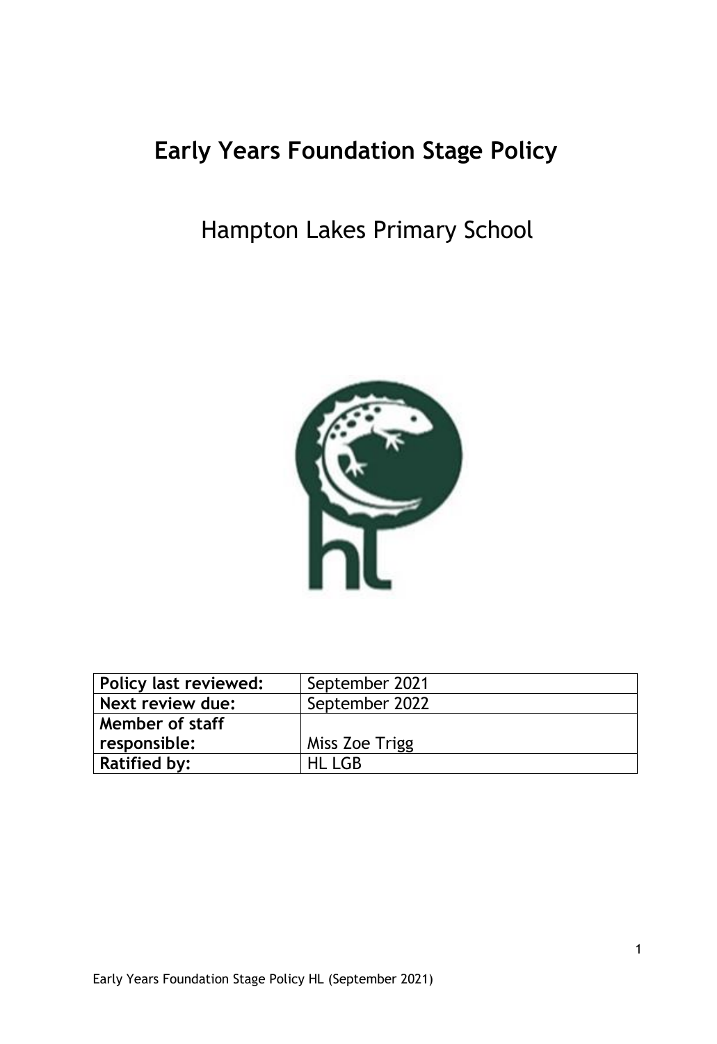# Early Years Foundation Stage Policy

## Hampton Lakes Primary School

| Policy last reviewed: | September 2021 |
|---|---|
| Next review due: | September 2022 |
| Member of staff responsible: | Miss Zoe Trigg |
| Ratified by: | HL LGB |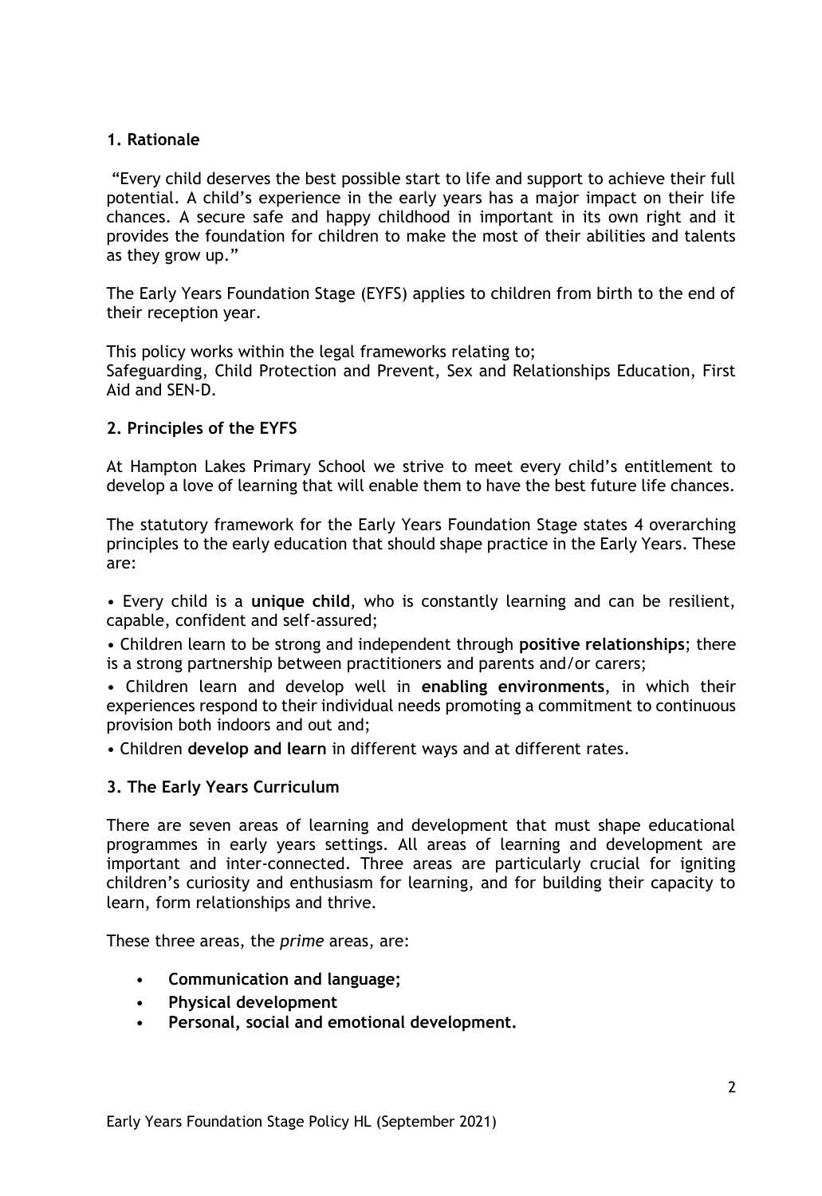## 1. Rationale

"Every child deserves the best possible start to life and support to achieve their full potential. A child's experience in the early years has a major impact on their life chances. A secure safe and happy childhood in important in its own right and it provides the foundation for children to make the most of their abilities and talents as they grow up."

The Early Years Foundation Stage (EYFS) applies to children from birth to the end of their reception year.

This policy works within the legal frameworks relating to;
Safeguarding, Child Protection and Prevent, Sex and Relationships Education, First Aid and SEN-D.

## 2. Principles of the EYFS

At Hampton Lakes Primary School we strive to meet every child's entitlement to develop a love of learning that will enable them to have the best future life chances.

The statutory framework for the Early Years Foundation Stage states 4 overarching principles to the early education that should shape practice in the Early Years. These are:

- Every child is a **unique child**, who is constantly learning and can be resilient, capable, confident and self-assured;
- Children learn to be strong and independent through **positive relationships**; there is a strong partnership between practitioners and parents and/or carers;
- Children learn and develop well in **enabling environments**, in which their experiences respond to their individual needs promoting a commitment to continuous provision both indoors and out and;
- Children **develop and learn** in different ways and at different rates.

## 3. The Early Years Curriculum

There are seven areas of learning and development that must shape educational programmes in early years settings. All areas of learning and development are important and inter-connected. Three areas are particularly crucial for igniting children's curiosity and enthusiasm for learning, and for building their capacity to learn, form relationships and thrive.

These three areas, the *prime* areas, are:

- **Communication and language;**
- **Physical development**
- **Personal, social and emotional development.**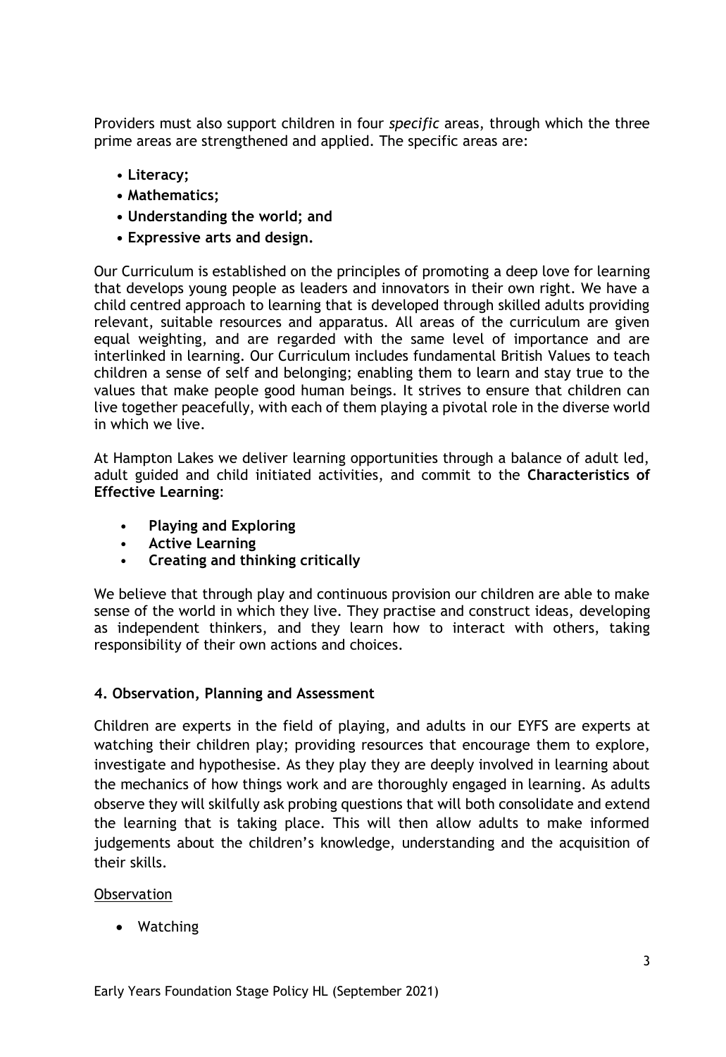Providers must also support children in four *specific* areas, through which the three prime areas are strengthened and applied. The specific areas are:

- **Literacy;**
- **Mathematics;**
- **Understanding the world; and**
- **Expressive arts and design.**

Our Curriculum is established on the principles of promoting a deep love for learning that develops young people as leaders and innovators in their own right. We have a child centred approach to learning that is developed through skilled adults providing relevant, suitable resources and apparatus. All areas of the curriculum are given equal weighting, and are regarded with the same level of importance and are interlinked in learning. Our Curriculum includes fundamental British Values to teach children a sense of self and belonging; enabling them to learn and stay true to the values that make people good human beings. It strives to ensure that children can live together peacefully, with each of them playing a pivotal role in the diverse world in which we live.

At Hampton Lakes we deliver learning opportunities through a balance of adult led, adult guided and child initiated activities, and commit to the **Characteristics of Effective Learning**:

- **Playing and Exploring**
- **Active Learning**
- **Creating and thinking critically**

We believe that through play and continuous provision our children are able to make sense of the world in which they live. They practise and construct ideas, developing as independent thinkers, and they learn how to interact with others, taking responsibility of their own actions and choices.

#### 4. Observation, Planning and Assessment

Children are experts in the field of playing, and adults in our EYFS are experts at watching their children play; providing resources that encourage them to explore, investigate and hypothesise. As they play they are deeply involved in learning about the mechanics of how things work and are thoroughly engaged in learning. As adults observe they will skilfully ask probing questions that will both consolidate and extend the learning that is taking place. This will then allow adults to make informed judgements about the children's knowledge, understanding and the acquisition of their skills.

<u>Observation</u>

- Watching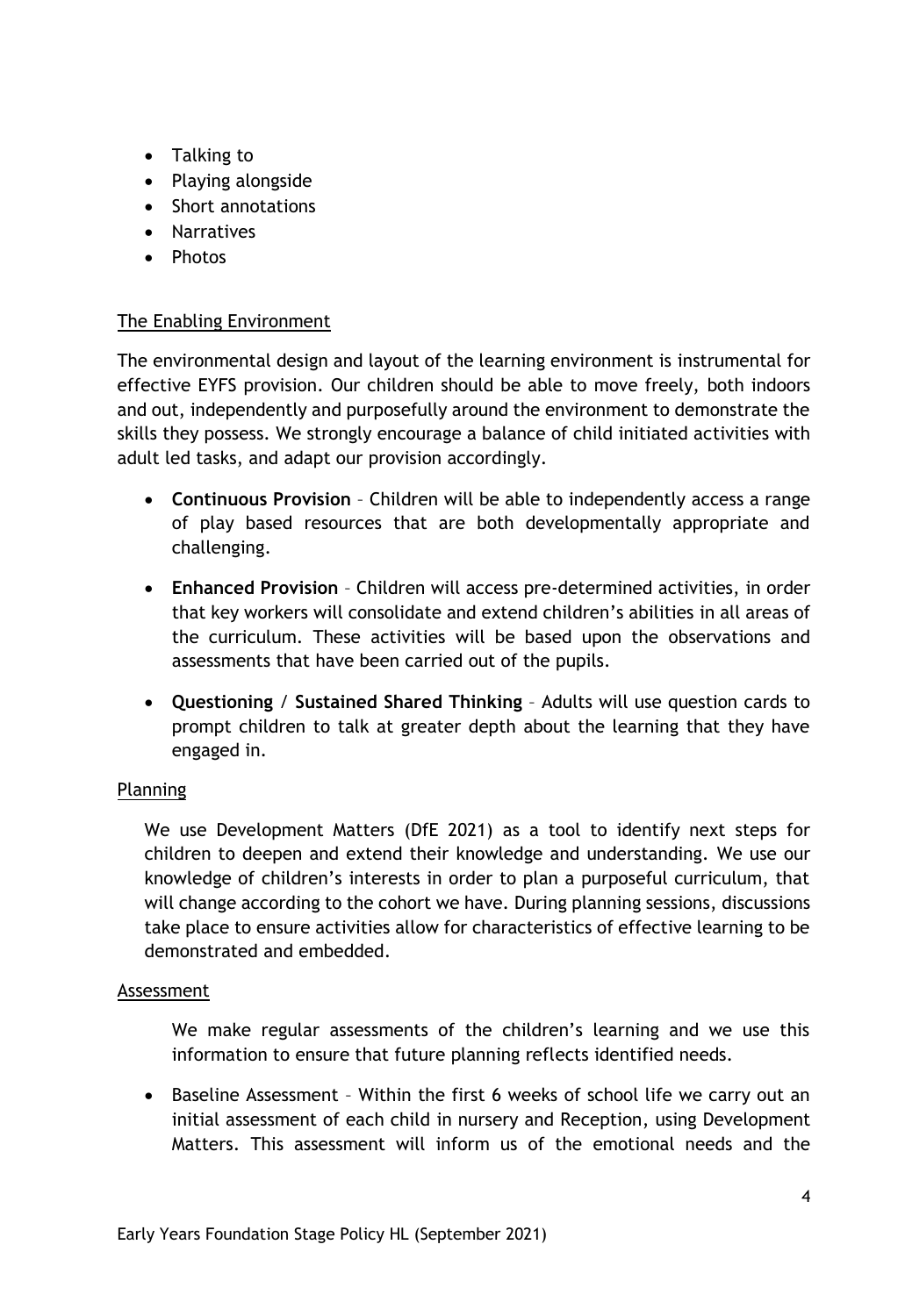- Talking to
- Playing alongside
- Short annotations
- Narratives
- Photos

### The Enabling Environment

The environmental design and layout of the learning environment is instrumental for effective EYFS provision. Our children should be able to move freely, both indoors and out, independently and purposefully around the environment to demonstrate the skills they possess. We strongly encourage a balance of child initiated activities with adult led tasks, and adapt our provision accordingly.

- **Continuous Provision** – Children will be able to independently access a range of play based resources that are both developmentally appropriate and challenging.
- **Enhanced Provision** – Children will access pre-determined activities, in order that key workers will consolidate and extend children's abilities in all areas of the curriculum. These activities will be based upon the observations and assessments that have been carried out of the pupils.
- **Questioning / Sustained Shared Thinking** – Adults will use question cards to prompt children to talk at greater depth about the learning that they have engaged in.

### Planning

We use Development Matters (DfE 2021) as a tool to identify next steps for children to deepen and extend their knowledge and understanding. We use our knowledge of children's interests in order to plan a purposeful curriculum, that will change according to the cohort we have. During planning sessions, discussions take place to ensure activities allow for characteristics of effective learning to be demonstrated and embedded.

### Assessment

We make regular assessments of the children's learning and we use this information to ensure that future planning reflects identified needs.

- Baseline Assessment – Within the first 6 weeks of school life we carry out an initial assessment of each child in nursery and Reception, using Development Matters. This assessment will inform us of the emotional needs and the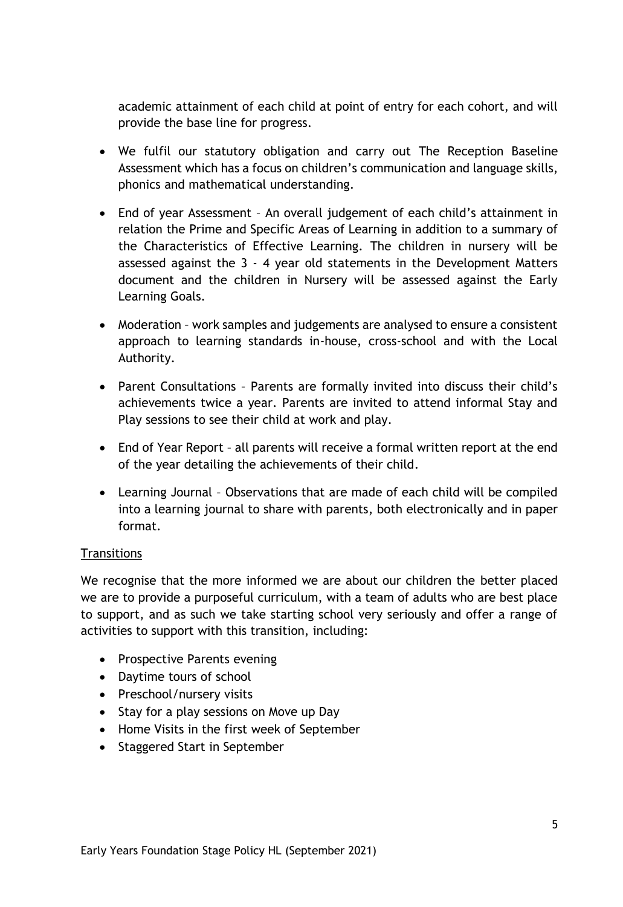academic attainment of each child at point of entry for each cohort, and will provide the base line for progress.

- We fulfil our statutory obligation and carry out The Reception Baseline Assessment which has a focus on children's communication and language skills, phonics and mathematical understanding.
- End of year Assessment – An overall judgement of each child's attainment in relation the Prime and Specific Areas of Learning in addition to a summary of the Characteristics of Effective Learning. The children in nursery will be assessed against the 3 - 4 year old statements in the Development Matters document and the children in Nursery will be assessed against the Early Learning Goals.
- Moderation – work samples and judgements are analysed to ensure a consistent approach to learning standards in-house, cross-school and with the Local Authority.
- Parent Consultations – Parents are formally invited into discuss their child's achievements twice a year. Parents are invited to attend informal Stay and Play sessions to see their child at work and play.
- End of Year Report – all parents will receive a formal written report at the end of the year detailing the achievements of their child.
- Learning Journal – Observations that are made of each child will be compiled into a learning journal to share with parents, both electronically and in paper format.

<u>Transitions</u>

We recognise that the more informed we are about our children the better placed we are to provide a purposeful curriculum, with a team of adults who are best place to support, and as such we take starting school very seriously and offer a range of activities to support with this transition, including:

- Prospective Parents evening
- Daytime tours of school
- Preschool/nursery visits
- Stay for a play sessions on Move up Day
- Home Visits in the first week of September
- Staggered Start in September